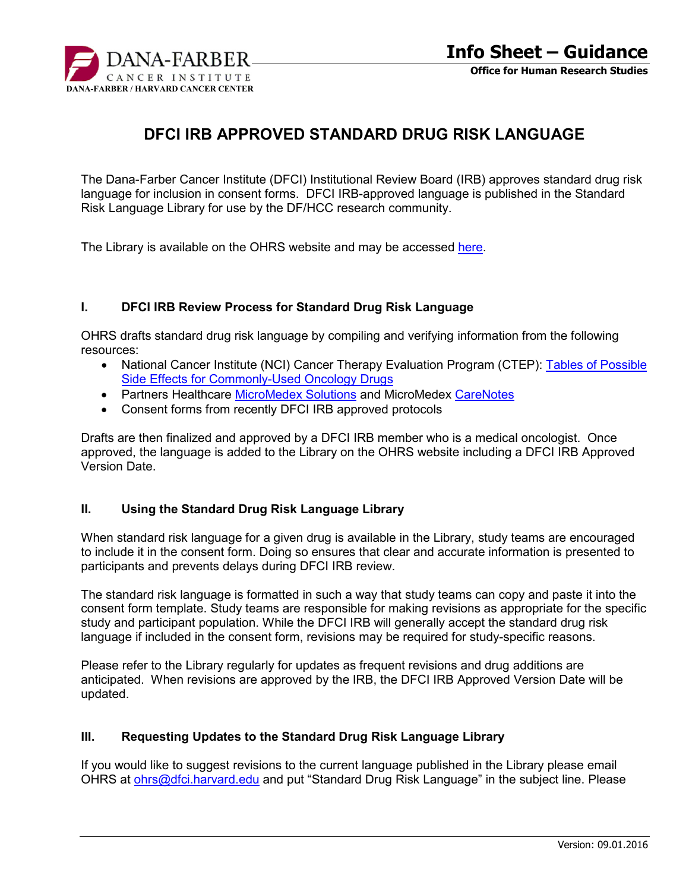# DFCI IRB APPROVED STANDARD DRUG RISK LANGUAGE

The Dana-Farber Cancer Institute (DFCI) Institutional Review Board (IRB) approves standard drug risk language for inclusion in consent forms. DFCI IRB-approved language is published in the Standard Risk Language Library for use by the DF/HCC research community.

The Library is available on the OHRS website and may be accessed here.

## I. DFCI IRB Review Process for Standard Drug Risk Language

OHRS drafts standard drug risk language by compiling and verifying information from the following resources:

- National Cancer Institute (NCI) Cancer Therapy Evaluation Program (CTEP): Tables of Possible Side Effects for Commonly-Used Oncology Drugs
- Partners Healthcare MicroMedex Solutions and MicroMedex CareNotes
- Consent forms from recently DFCI IRB approved protocols

Drafts are then finalized and approved by a DFCI IRB member who is a medical oncologist. Once approved, the language is added to the Library on the OHRS website including a DFCI IRB Approved Version Date.

## II. Using the Standard Drug Risk Language Library

When standard risk language for a given drug is available in the Library, study teams are encouraged to include it in the consent form. Doing so ensures that clear and accurate information is presented to participants and prevents delays during DFCI IRB review.

The standard risk language is formatted in such a way that study teams can copy and paste it into the consent form template. Study teams are responsible for making revisions as appropriate for the specific study and participant population. While the DFCI IRB will generally accept the standard drug risk language if included in the consent form, revisions may be required for study-specific reasons.

Please refer to the Library regularly for updates as frequent revisions and drug additions are anticipated. When revisions are approved by the IRB, the DFCI IRB Approved Version Date will be updated.

## III. Requesting Updates to the Standard Drug Risk Language Library

If you would like to suggest revisions to the current language published in the Library please email OHRS at ohrs@dfci.harvard.edu and put "Standard Drug Risk Language" in the subject line. Please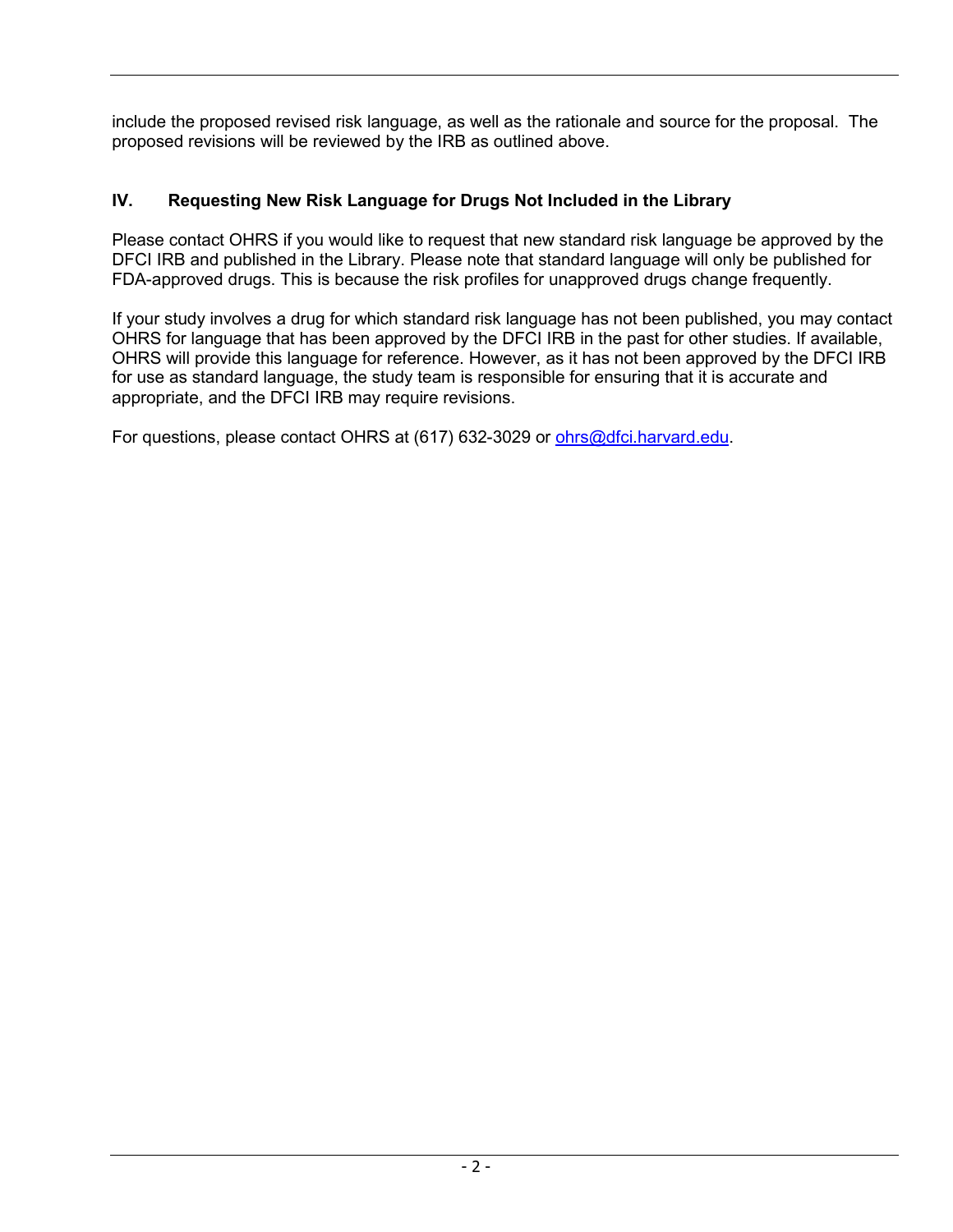include the proposed revised risk language, as well as the rationale and source for the proposal. The proposed revisions will be reviewed by the IRB as outlined above.

## IV. Requesting New Risk Language for Drugs Not Included in the Library

Please contact OHRS if you would like to request that new standard risk language be approved by the DFCI IRB and published in the Library. Please note that standard language will only be published for FDA-approved drugs. This is because the risk profiles for unapproved drugs change frequently.

If your study involves a drug for which standard risk language has not been published, you may contact OHRS for language that has been approved by the DFCI IRB in the past for other studies. If available, OHRS will provide this language for reference. However, as it has not been approved by the DFCI IRB for use as standard language, the study team is responsible for ensuring that it is accurate and appropriate, and the DFCI IRB may require revisions.

For questions, please contact OHRS at (617) 632-3029 or ohrs@dfci.harvard.edu.